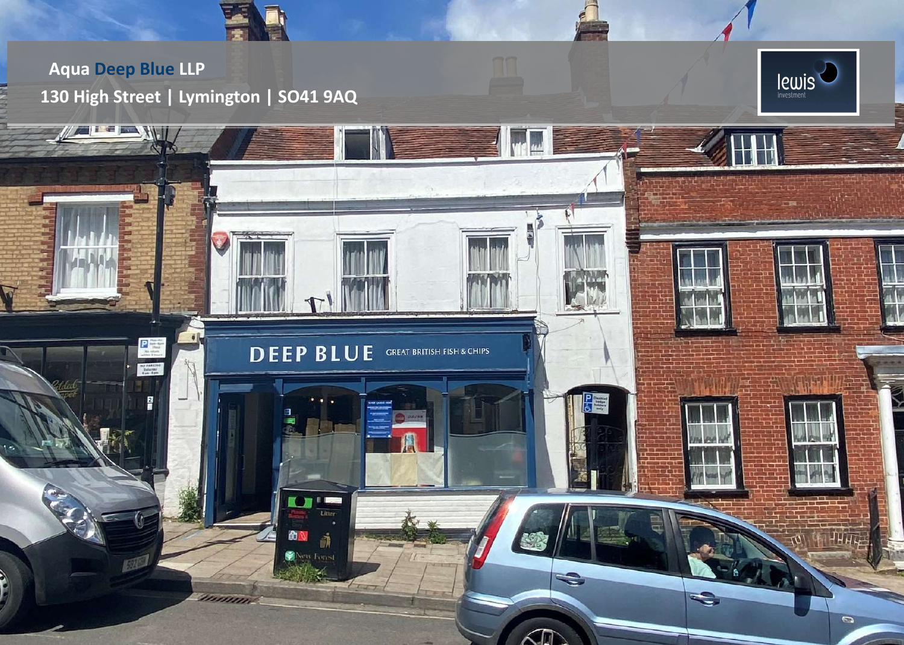# Aqua Deep Blue LLP

## 130 High Street | Lymington | SO41 9AQ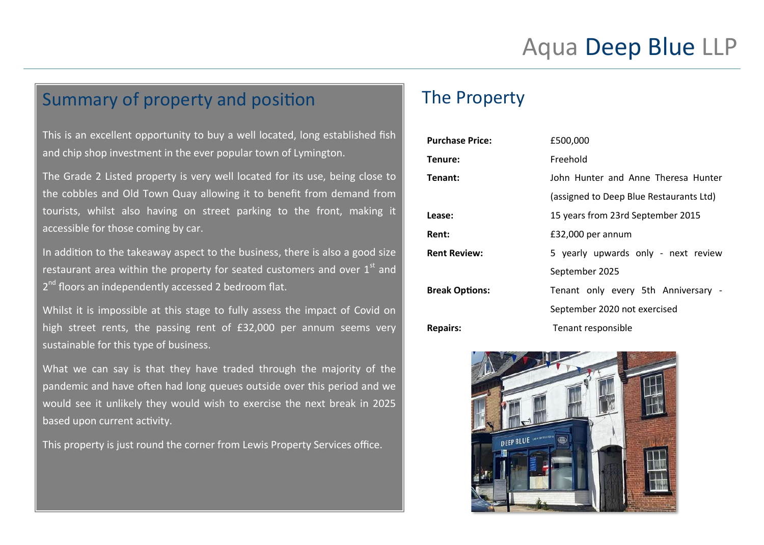# Aqua Deep Blue LLP

## Summary of property and position

This is an excellent opportunity to buy a well located, long established fish and chip shop investment in the ever popular town of Lymington.

The Grade 2 Listed property is very well located for its use, being close to the cobbles and Old Town Quay allowing it to benefit from demand from tourists, whilst also having on street parking to the front, making it accessible for those coming by car.

In addition to the takeaway aspect to the business, there is also a good size restaurant area within the property for seated customers and over 1st and 2nd floors an independently accessed 2 bedroom flat.

Whilst it is impossible at this stage to fully assess the impact of Covid on high street rents, the passing rent of £32,000 per annum seems very sustainable for this type of business.

What we can say is that they have traded through the majority of the pandemic and have often had long queues outside over this period and we would see it unlikely they would wish to exercise the next break in 2025 based upon current activity.

This property is just round the corner from Lewis Property Services office.

## The Property

| | |
|---|---|
| **Purchase Price:** | £500,000 |
| **Tenure:** | Freehold |
| **Tenant:** | John Hunter and Anne Theresa Hunter (assigned to Deep Blue Restaurants Ltd) |
| **Lease:** | 15 years from 23rd September 2015 |
| **Rent:** | £32,000 per annum |
| **Rent Review:** | 5 yearly upwards only - next review September 2025 |
| **Break Options:** | Tenant only every 5th Anniversary - September 2020 not exercised |
| **Repairs:** | Tenant responsible |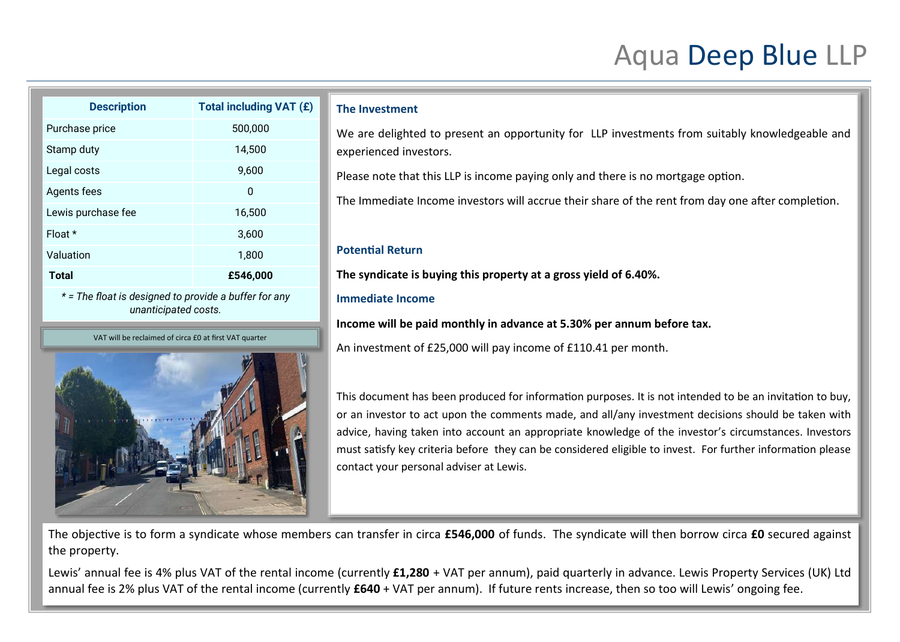# Aqua Deep Blue LLP

| Description | Total including VAT (£) |
|---|---|
| Purchase price | 500,000 |
| Stamp duty | 14,500 |
| Legal costs | 9,600 |
| Agents fees | 0 |
| Lewis purchase fee | 16,500 |
| Float * | 3,600 |
| Valuation | 1,800 |
| **Total** | **£546,000** |

*\* = The float is designed to provide a buffer for any unanticipated costs.*

VAT will be reclaimed of circa £0 at first VAT quarter

### The Investment

We are delighted to present an opportunity for LLP investments from suitably knowledgeable and experienced investors.

Please note that this LLP is income paying only and there is no mortgage option.

The Immediate Income investors will accrue their share of the rent from day one after completion.

### Potential Return

**The syndicate is buying this property at a gross yield of 6.40%.**

### Immediate Income

**Income will be paid monthly in advance at 5.30% per annum before tax.**

An investment of £25,000 will pay income of £110.41 per month.

This document has been produced for information purposes. It is not intended to be an invitation to buy, or an investor to act upon the comments made, and all/any investment decisions should be taken with advice, having taken into account an appropriate knowledge of the investor's circumstances. Investors must satisfy key criteria before they can be considered eligible to invest. For further information please contact your personal adviser at Lewis.

The objective is to form a syndicate whose members can transfer in circa **£546,000** of funds. The syndicate will then borrow circa **£0** secured against the property.

Lewis' annual fee is 4% plus VAT of the rental income (currently **£1,280** + VAT per annum), paid quarterly in advance. Lewis Property Services (UK) Ltd annual fee is 2% plus VAT of the rental income (currently **£640** + VAT per annum). If future rents increase, then so too will Lewis' ongoing fee.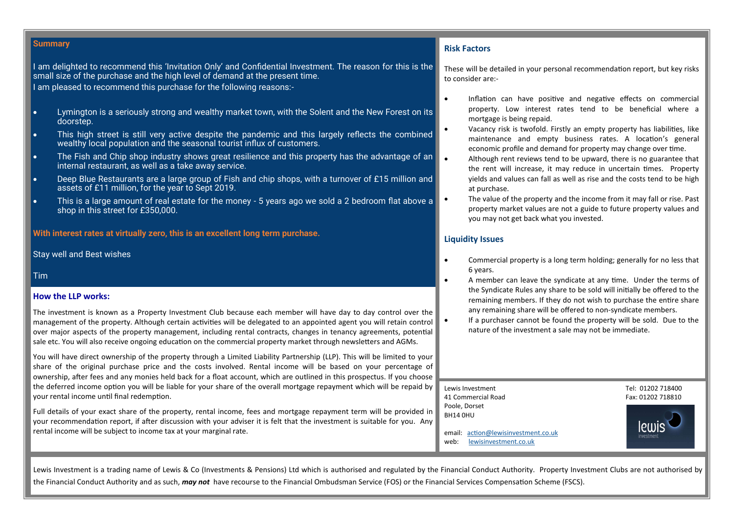## Summary

I am delighted to recommend this 'Invitation Only' and Confidential Investment. The reason for this is the small size of the purchase and the high level of demand at the present time.
I am pleased to recommend this purchase for the following reasons:-

- Lymington is a seriously strong and wealthy market town, with the Solent and the New Forest on its doorstep.
- This high street is still very active despite the pandemic and this largely reflects the combined wealthy local population and the seasonal tourist influx of customers.
- The Fish and Chip shop industry shows great resilience and this property has the advantage of an internal restaurant, as well as a take away service.
- Deep Blue Restaurants are a large group of Fish and chip shops, with a turnover of £15 million and assets of £11 million, for the year to Sept 2019.
- This is a large amount of real estate for the money - 5 years ago we sold a 2 bedroom flat above a shop in this street for £350,000.

**With interest rates at virtually zero, this is an excellent long term purchase.**

Stay well and Best wishes

Tim

## How the LLP works:

The investment is known as a Property Investment Club because each member will have day to day control over the management of the property. Although certain activities will be delegated to an appointed agent you will retain control over major aspects of the property management, including rental contracts, changes in tenancy agreements, potential sale etc. You will also receive ongoing education on the commercial property market through newsletters and AGMs.

You will have direct ownership of the property through a Limited Liability Partnership (LLP). This will be limited to your share of the original purchase price and the costs involved. Rental income will be based on your percentage of ownership, after fees and any monies held back for a float account, which are outlined in this prospectus. If you choose the deferred income option you will be liable for your share of the overall mortgage repayment which will be repaid by your rental income until final redemption.

Full details of your exact share of the property, rental income, fees and mortgage repayment term will be provided in your recommendation report, if after discussion with your adviser it is felt that the investment is suitable for you. Any rental income will be subject to income tax at your marginal rate.

## Risk Factors

These will be detailed in your personal recommendation report, but key risks to consider are:-

- Inflation can have positive and negative effects on commercial property. Low interest rates tend to be beneficial where a mortgage is being repaid.
- Vacancy risk is twofold. Firstly an empty property has liabilities, like maintenance and empty business rates. A location's general economic profile and demand for property may change over time.
- Although rent reviews tend to be upward, there is no guarantee that the rent will increase, it may reduce in uncertain times. Property yields and values can fall as well as rise and the costs tend to be high at purchase.
- The value of the property and the income from it may fall or rise. Past property market values are not a guide to future property values and you may not get back what you invested.

## Liquidity Issues

- Commercial property is a long term holding; generally for no less that 6 years.
- A member can leave the syndicate at any time. Under the terms of the Syndicate Rules any share to be sold will initially be offered to the remaining members. If they do not wish to purchase the entire share any remaining share will be offered to non-syndicate members.
- If a purchaser cannot be found the property will be sold. Due to the nature of the investment a sale may not be immediate.

Lewis Investment
41 Commercial Road
Poole, Dorset
BH14 0HU

Tel: 01202 718400
Fax: 01202 718810

email: action@lewisinvestment.co.uk
web: lewisinvestment.co.uk

Lewis Investment is a trading name of Lewis & Co (Investments & Pensions) Ltd which is authorised and regulated by the Financial Conduct Authority. Property Investment Clubs are not authorised by the Financial Conduct Authority and as such, ***may not*** have recourse to the Financial Ombudsman Service (FOS) or the Financial Services Compensation Scheme (FSCS).